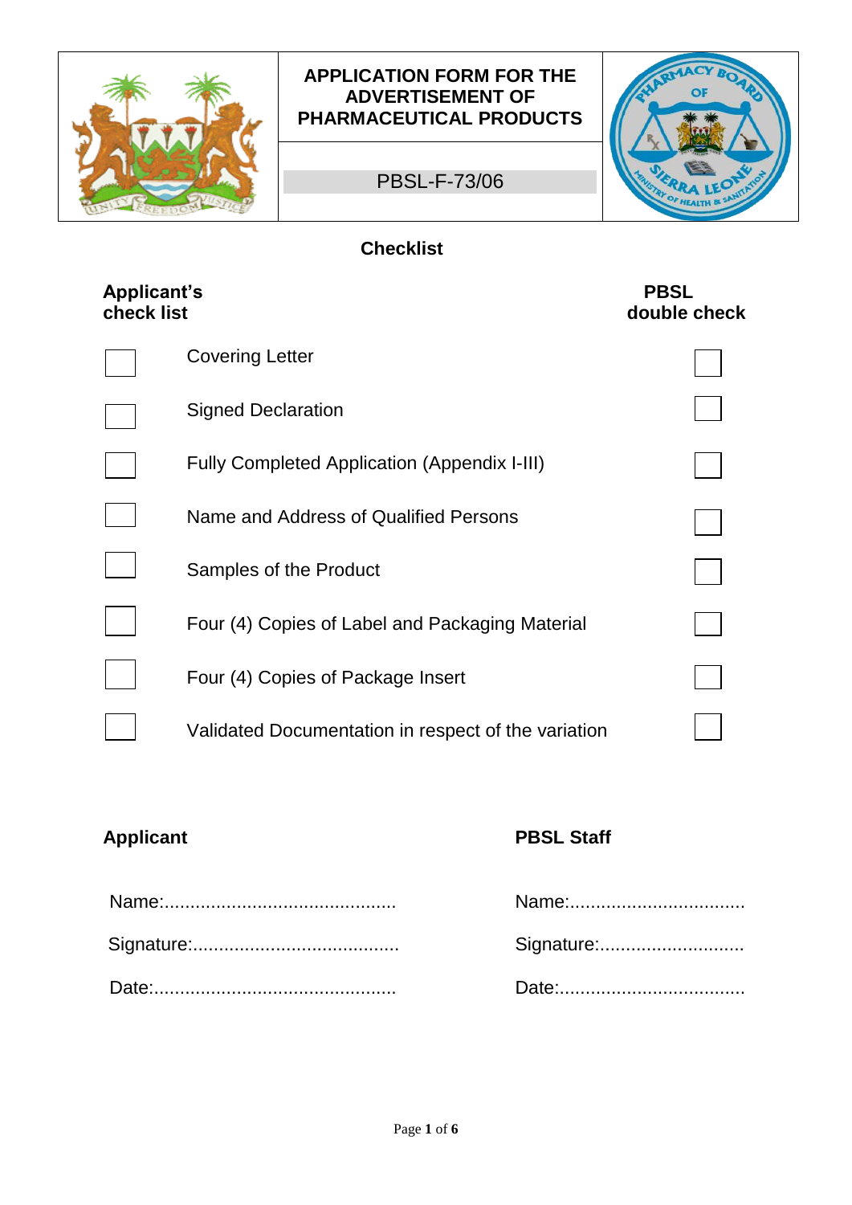# APPLICATION FORM FOR THE ADVERTISEMENT OF PHARMACEUTICAL PRODUCTS

PBSL-F-73/06

## Checklist

| Applicant's check list | | PBSL double check |
|---|---|---|
| ☐ | Covering Letter | ☐ |
| ☐ | Signed Declaration | ☐ |
| ☐ | Fully Completed Application (Appendix I-III) | ☐ |
| ☐ | Name and Address of Qualified Persons | ☐ |
| ☐ | Samples of the Product | ☐ |
| ☐ | Four (4) Copies of Label and Packaging Material | ☐ |
| ☐ | Four (4) Copies of Package Insert | ☐ |
| ☐ | Validated Documentation in respect of the variation | ☐ |

| **Applicant** | **PBSL Staff** |
|---|---|
| Name:............................................ | Name:................................. |
| Signature:....................................... | Signature:........................... |
| Date:............................................... | Date:.................................... |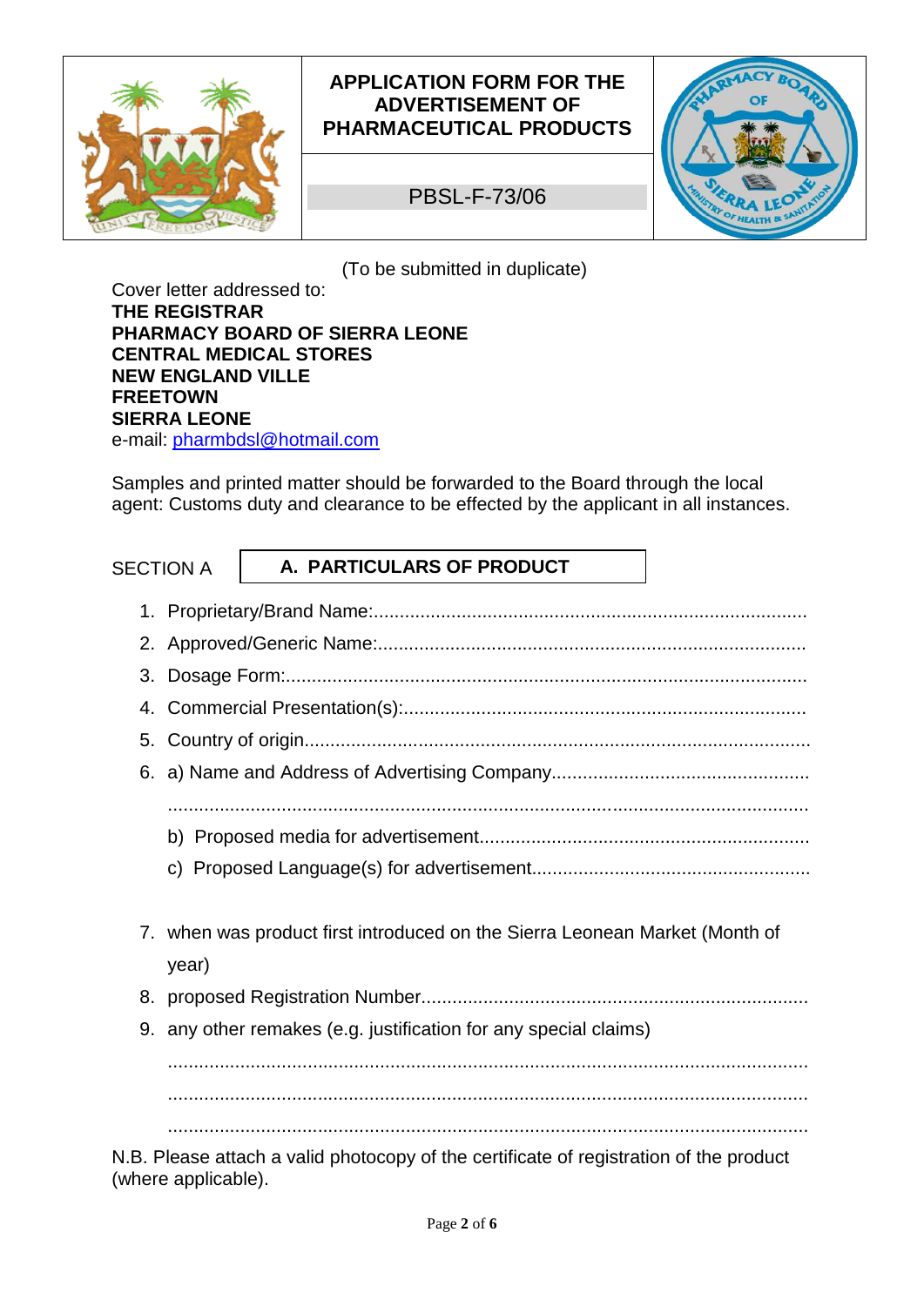| | APPLICATION FORM FOR THE ADVERTISEMENT OF PHARMACEUTICAL PRODUCTS | |
|---|---|---|
| | PBSL-F-73/06 | |

(To be submitted in duplicate)

Cover letter addressed to:
**THE REGISTRAR**
**PHARMACY BOARD OF SIERRA LEONE**
**CENTRAL MEDICAL STORES**
**NEW ENGLAND VILLE**
**FREETOWN**
**SIERRA LEONE**
e-mail: pharmbdsl@hotmail.com

Samples and printed matter should be forwarded to the Board through the local agent: Customs duty and clearance to be effected by the applicant in all instances.

SECTION A **A. PARTICULARS OF PRODUCT**

1. Proprietary/Brand Name:..................................................................................
2. Approved/Generic Name:.................................................................................
3. Dosage Form:...................................................................................................
4. Commercial Presentation(s):............................................................................
5. Country of origin...............................................................................................
6. a) Name and Address of Advertising Company................................................
   ..........................................................................................................................
   b) Proposed media for advertisement...............................................................
   c) Proposed Language(s) for advertisement.....................................................
7. when was product first introduced on the Sierra Leonean Market (Month of year)
8. proposed Registration Number.........................................................................
9. any other remakes (e.g. justification for any special claims)
   ..........................................................................................................................
   ..........................................................................................................................
   ..........................................................................................................................

N.B. Please attach a valid photocopy of the certificate of registration of the product (where applicable).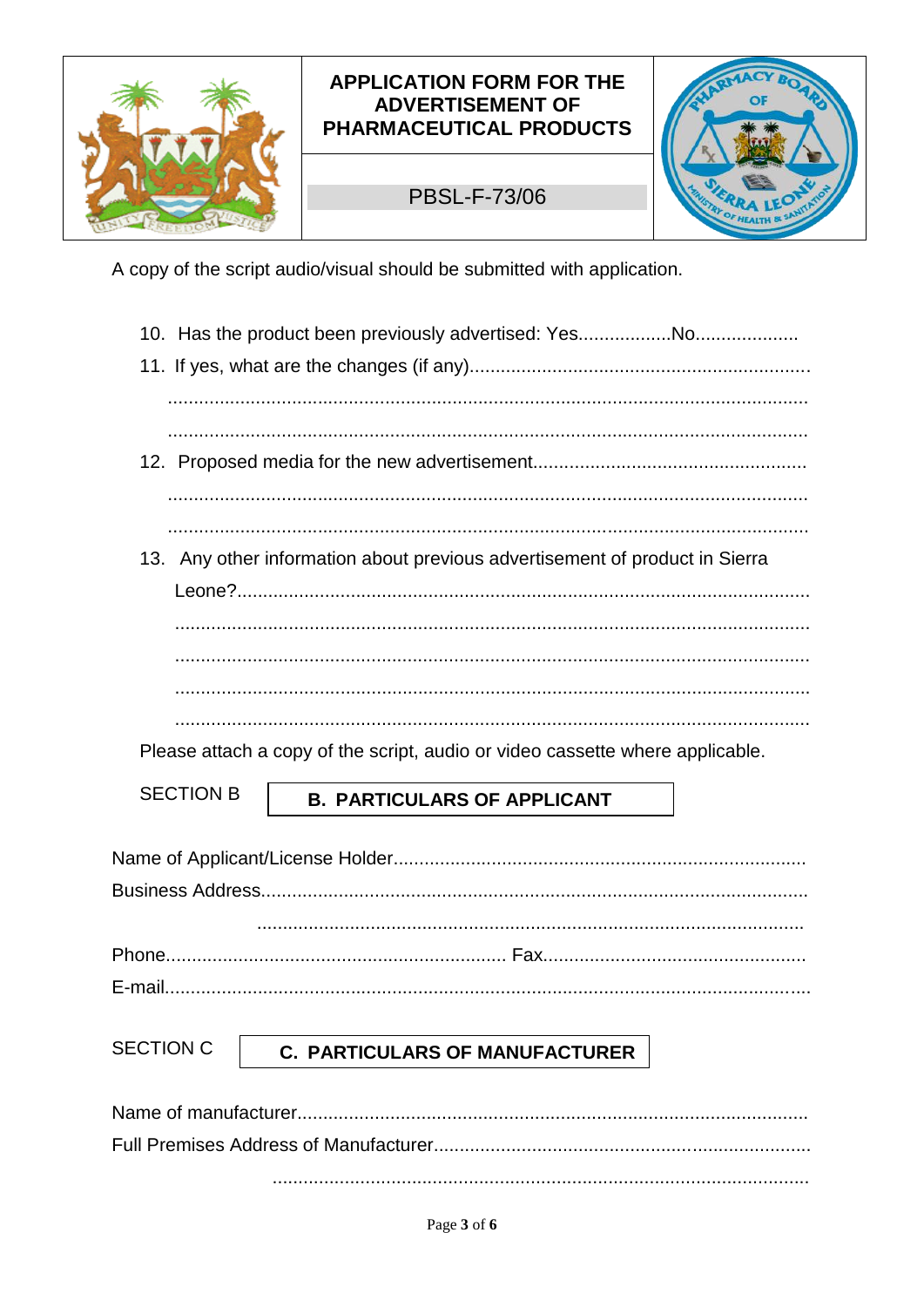| | APPLICATION FORM FOR THE ADVERTISEMENT OF PHARMACEUTICAL PRODUCTS | |
|---|---|---|
| | PBSL-F-73/06 | |

A copy of the script audio/visual should be submitted with application.

10. Has the product been previously advertised: Yes..................No....................
11. If yes, what are the changes (if any).................................................................
    ...........................................................................................................................
    ...........................................................................................................................
12. Proposed media for the new advertisement....................................................
    ...........................................................................................................................
    ...........................................................................................................................
13. Any other information about previous advertisement of product in Sierra Leone?.............................................................................................................
    ...........................................................................................................................
    ...........................................................................................................................
    ...........................................................................................................................
    ...........................................................................................................................

Please attach a copy of the script, audio or video cassette where applicable.

SECTION B **B. PARTICULARS OF APPLICANT**

Name of Applicant/License Holder...............................................................................

Business Address.........................................................................................................

.........................................................................................................

Phone................................................................. Fax..................................................

E-mail.............................................................................................................................

SECTION C **C. PARTICULARS OF MANUFACTURER**

Name of manufacturer..................................................................................................

Full Premises Address of Manufacturer........................................................................

.......................................................................................................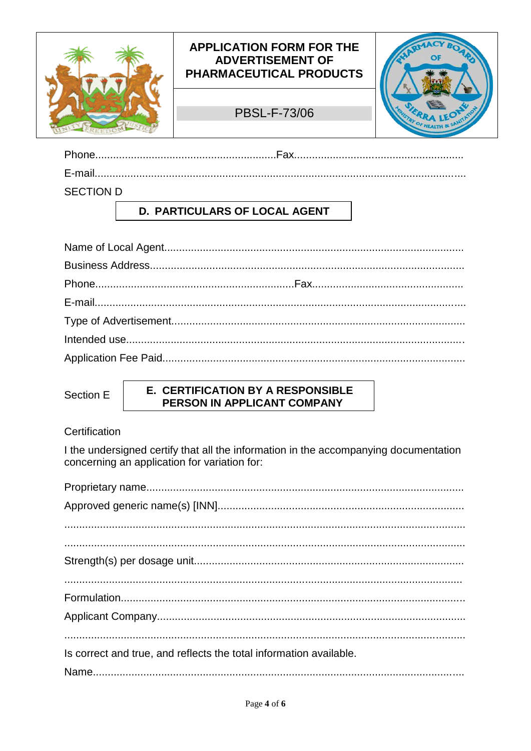| | APPLICATION FORM FOR THE ADVERTISEMENT OF PHARMACEUTICAL PRODUCTS | |
|---|---|---|
| | PBSL-F-73/06 | |

Phone..........................................................Fax......................................................

E-mail...........................................................................................................................

SECTION D

## D. PARTICULARS OF LOCAL AGENT

Name of Local Agent...................................................................................................

Business Address........................................................................................................

Phone.................................................................Fax..................................................

E-mail...........................................................................................................................

Type of Advertisement.................................................................................................

Intended use................................................................................................................

Application Fee Paid....................................................................................................

Section E

## E. CERTIFICATION BY A RESPONSIBLE PERSON IN APPLICANT COMPANY

Certification

I the undersigned certify that all the information in the accompanying documentation concerning an application for variation for:

Proprietary name.........................................................................................................

Approved generic name(s) [INN].................................................................................

.....................................................................................................................................

.....................................................................................................................................

Strength(s) per dosage unit.........................................................................................

.....................................................................................................................................

Formulation..................................................................................................................

Applicant Company......................................................................................................

.....................................................................................................................................

Is correct and true, and reflects the total information available.

Name...........................................................................................................................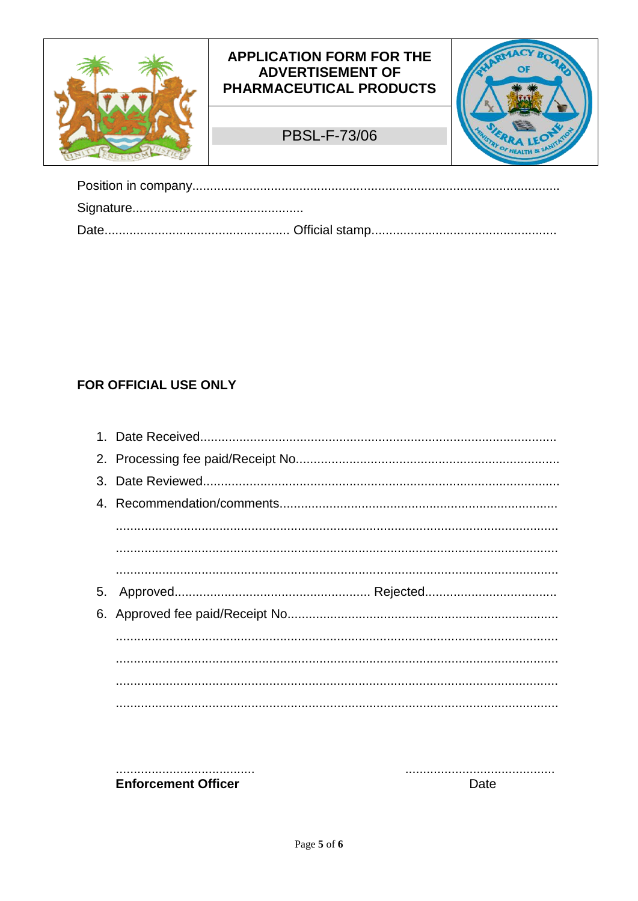| | APPLICATION FORM FOR THE ADVERTISEMENT OF PHARMACEUTICAL PRODUCTS | |
|---|---|---|
| | PBSL-F-73/06 | |

Position in company.....................................................................................................

Signature...............................................

Date................................................... Official stamp...................................................

**FOR OFFICIAL USE ONLY**

1. Date Received..................................................................................................
2. Processing fee paid/Receipt No.........................................................................
3. Date Reviewed..................................................................................................
4. Recommendation/comments............................................................................
   ..........................................................................................................................
   ..........................................................................................................................
   ..........................................................................................................................
5. Approved...................................................... Rejected....................................
6. Approved fee paid/Receipt No..........................................................................
   ..........................................................................................................................
   ..........................................................................................................................
   ..........................................................................................................................
   ..........................................................................................................................

| ....................................... | .......................................... |
|---|---|
| **Enforcement Officer** | Date |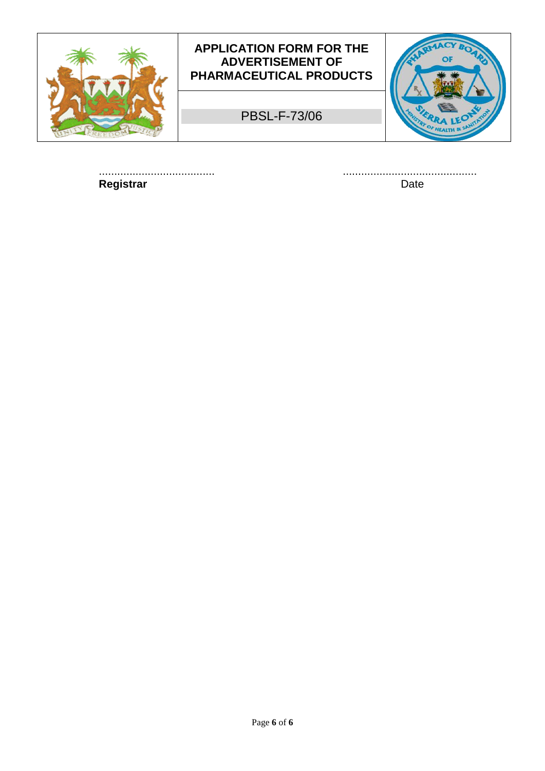......................................

**Registrar**

............................................

Date